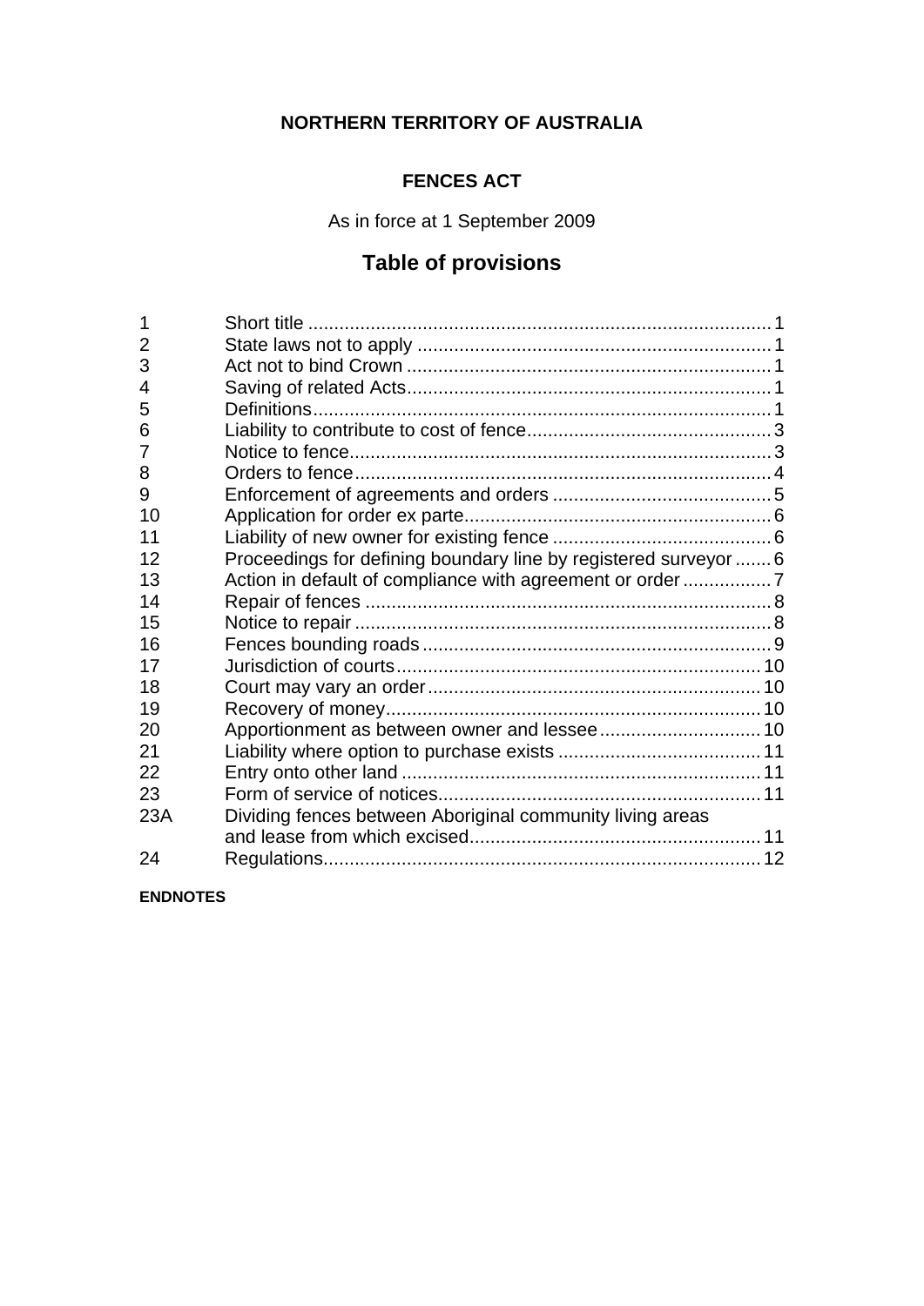**NORTHERN TERRITORY OF AUSTRALIA**

**FENCES ACT**

As in force at 1 September 2009

## Table of provisions

| | | |
|---|---|---|
| 1 | Short title | 1 |
| 2 | State laws not to apply | 1 |
| 3 | Act not to bind Crown | 1 |
| 4 | Saving of related Acts | 1 |
| 5 | Definitions | 1 |
| 6 | Liability to contribute to cost of fence | 3 |
| 7 | Notice to fence | 3 |
| 8 | Orders to fence | 4 |
| 9 | Enforcement of agreements and orders | 5 |
| 10 | Application for order ex parte | 6 |
| 11 | Liability of new owner for existing fence | 6 |
| 12 | Proceedings for defining boundary line by registered surveyor | 6 |
| 13 | Action in default of compliance with agreement or order | 7 |
| 14 | Repair of fences | 8 |
| 15 | Notice to repair | 8 |
| 16 | Fences bounding roads | 9 |
| 17 | Jurisdiction of courts | 10 |
| 18 | Court may vary an order | 10 |
| 19 | Recovery of money | 10 |
| 20 | Apportionment as between owner and lessee | 10 |
| 21 | Liability where option to purchase exists | 11 |
| 22 | Entry onto other land | 11 |
| 23 | Form of service of notices | 11 |
| 23A | Dividing fences between Aboriginal community living areas and lease from which excised | 11 |
| 24 | Regulations | 12 |

**ENDNOTES**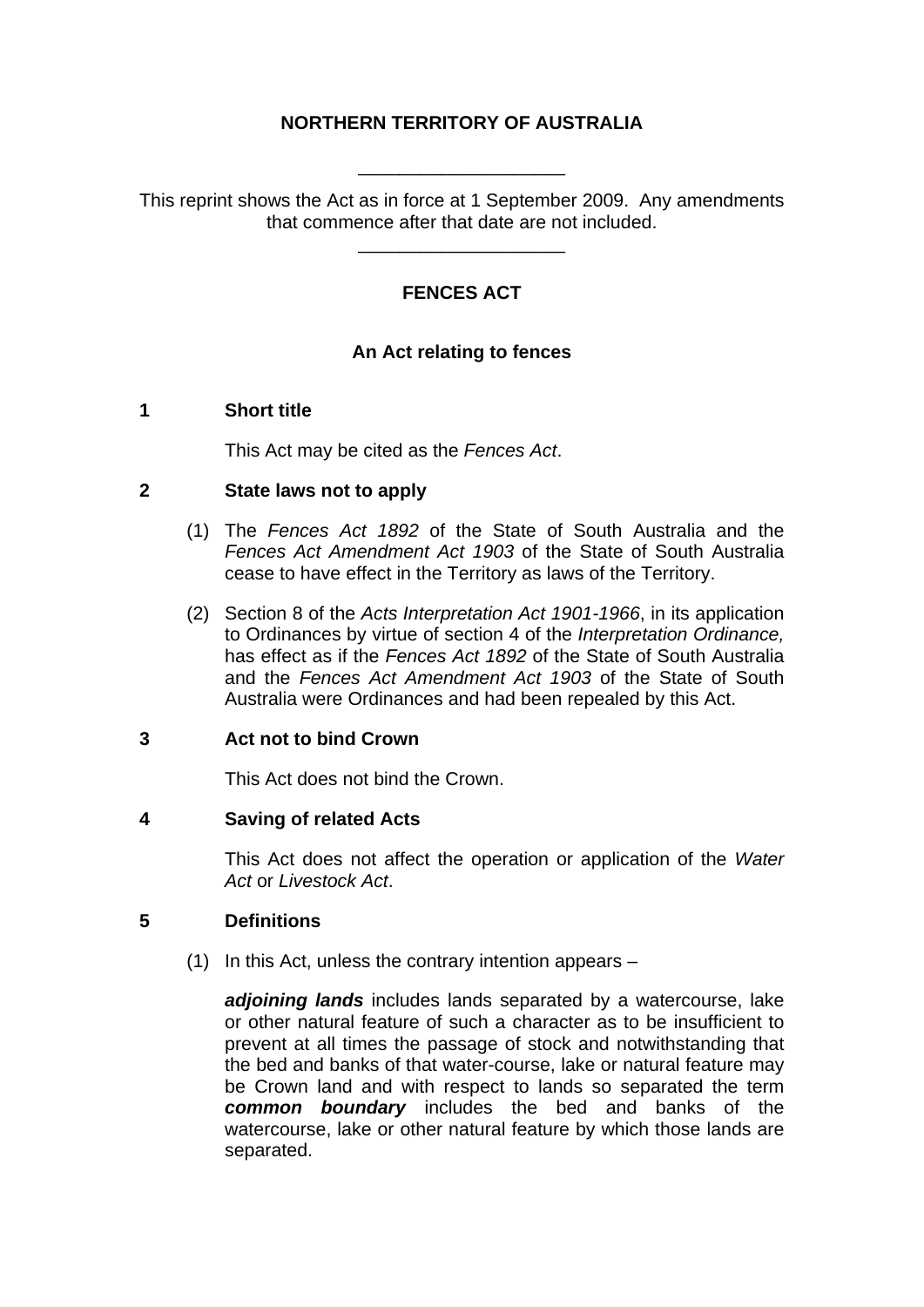# NORTHERN TERRITORY OF AUSTRALIA

---

This reprint shows the Act as in force at 1 September 2009. Any amendments that commence after that date are not included.

---

## FENCES ACT

### An Act relating to fences

### 1 Short title

This Act may be cited as the *Fences Act*.

### 2 State laws not to apply

(1) The *Fences Act 1892* of the State of South Australia and the *Fences Act Amendment Act 1903* of the State of South Australia cease to have effect in the Territory as laws of the Territory.

(2) Section 8 of the *Acts Interpretation Act 1901-1966*, in its application to Ordinances by virtue of section 4 of the *Interpretation Ordinance,* has effect as if the *Fences Act 1892* of the State of South Australia and the *Fences Act Amendment Act 1903* of the State of South Australia were Ordinances and had been repealed by this Act.

### 3 Act not to bind Crown

This Act does not bind the Crown.

### 4 Saving of related Acts

This Act does not affect the operation or application of the *Water Act* or *Livestock Act*.

### 5 Definitions

(1) In this Act, unless the contrary intention appears –

***adjoining lands*** includes lands separated by a watercourse, lake or other natural feature of such a character as to be insufficient to prevent at all times the passage of stock and notwithstanding that the bed and banks of that water-course, lake or natural feature may be Crown land and with respect to lands so separated the term ***common boundary*** includes the bed and banks of the watercourse, lake or other natural feature by which those lands are separated.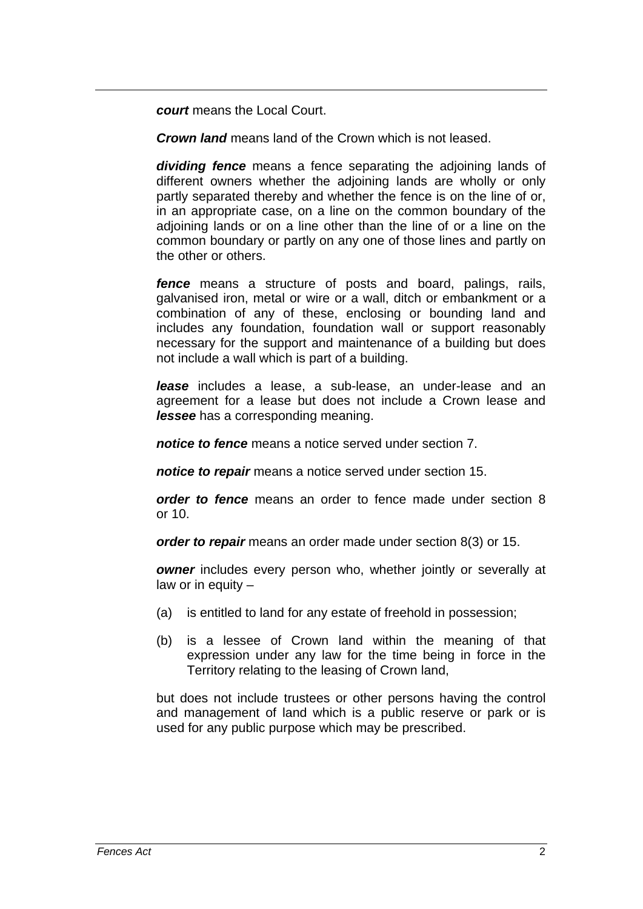***court*** means the Local Court.

***Crown land*** means land of the Crown which is not leased.

***dividing fence*** means a fence separating the adjoining lands of different owners whether the adjoining lands are wholly or only partly separated thereby and whether the fence is on the line of or, in an appropriate case, on a line on the common boundary of the adjoining lands or on a line other than the line of or a line on the common boundary or partly on any one of those lines and partly on the other or others.

***fence*** means a structure of posts and board, palings, rails, galvanised iron, metal or wire or a wall, ditch or embankment or a combination of any of these, enclosing or bounding land and includes any foundation, foundation wall or support reasonably necessary for the support and maintenance of a building but does not include a wall which is part of a building.

***lease*** includes a lease, a sub-lease, an under-lease and an agreement for a lease but does not include a Crown lease and ***lessee*** has a corresponding meaning.

***notice to fence*** means a notice served under section 7.

***notice to repair*** means a notice served under section 15.

***order to fence*** means an order to fence made under section 8 or 10.

***order to repair*** means an order made under section 8(3) or 15.

***owner*** includes every person who, whether jointly or severally at law or in equity –

(a) is entitled to land for any estate of freehold in possession;

(b) is a lessee of Crown land within the meaning of that expression under any law for the time being in force in the Territory relating to the leasing of Crown land,

but does not include trustees or other persons having the control and management of land which is a public reserve or park or is used for any public purpose which may be prescribed.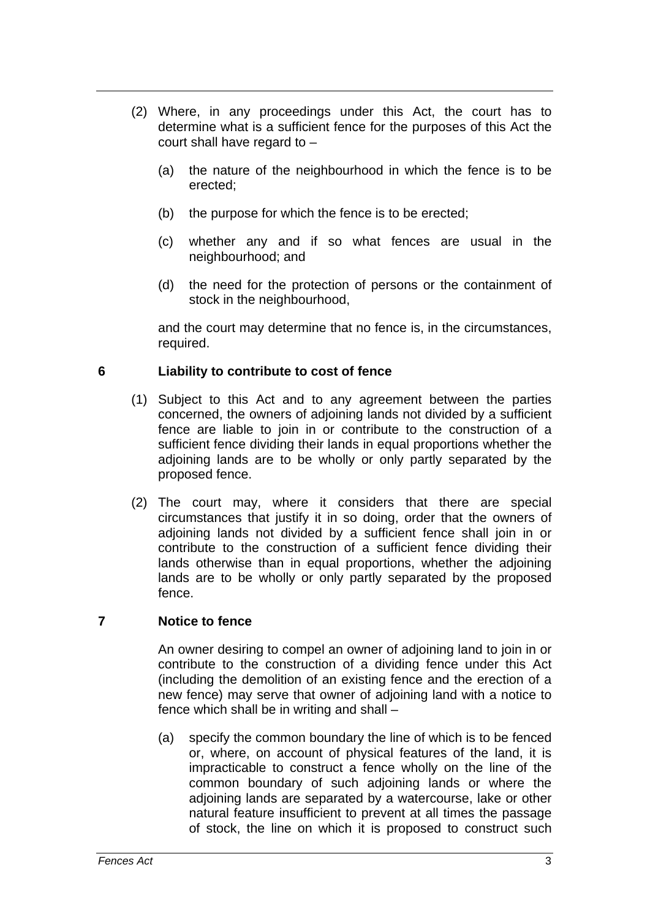(2) Where, in any proceedings under this Act, the court has to determine what is a sufficient fence for the purposes of this Act the court shall have regard to –

(a) the nature of the neighbourhood in which the fence is to be erected;

(b) the purpose for which the fence is to be erected;

(c) whether any and if so what fences are usual in the neighbourhood; and

(d) the need for the protection of persons or the containment of stock in the neighbourhood,

and the court may determine that no fence is, in the circumstances, required.

## 6 Liability to contribute to cost of fence

(1) Subject to this Act and to any agreement between the parties concerned, the owners of adjoining lands not divided by a sufficient fence are liable to join in or contribute to the construction of a sufficient fence dividing their lands in equal proportions whether the adjoining lands are to be wholly or only partly separated by the proposed fence.

(2) The court may, where it considers that there are special circumstances that justify it in so doing, order that the owners of adjoining lands not divided by a sufficient fence shall join in or contribute to the construction of a sufficient fence dividing their lands otherwise than in equal proportions, whether the adjoining lands are to be wholly or only partly separated by the proposed fence.

## 7 Notice to fence

An owner desiring to compel an owner of adjoining land to join in or contribute to the construction of a dividing fence under this Act (including the demolition of an existing fence and the erection of a new fence) may serve that owner of adjoining land with a notice to fence which shall be in writing and shall –

(a) specify the common boundary the line of which is to be fenced or, where, on account of physical features of the land, it is impracticable to construct a fence wholly on the line of the common boundary of such adjoining lands or where the adjoining lands are separated by a watercourse, lake or other natural feature insufficient to prevent at all times the passage of stock, the line on which it is proposed to construct such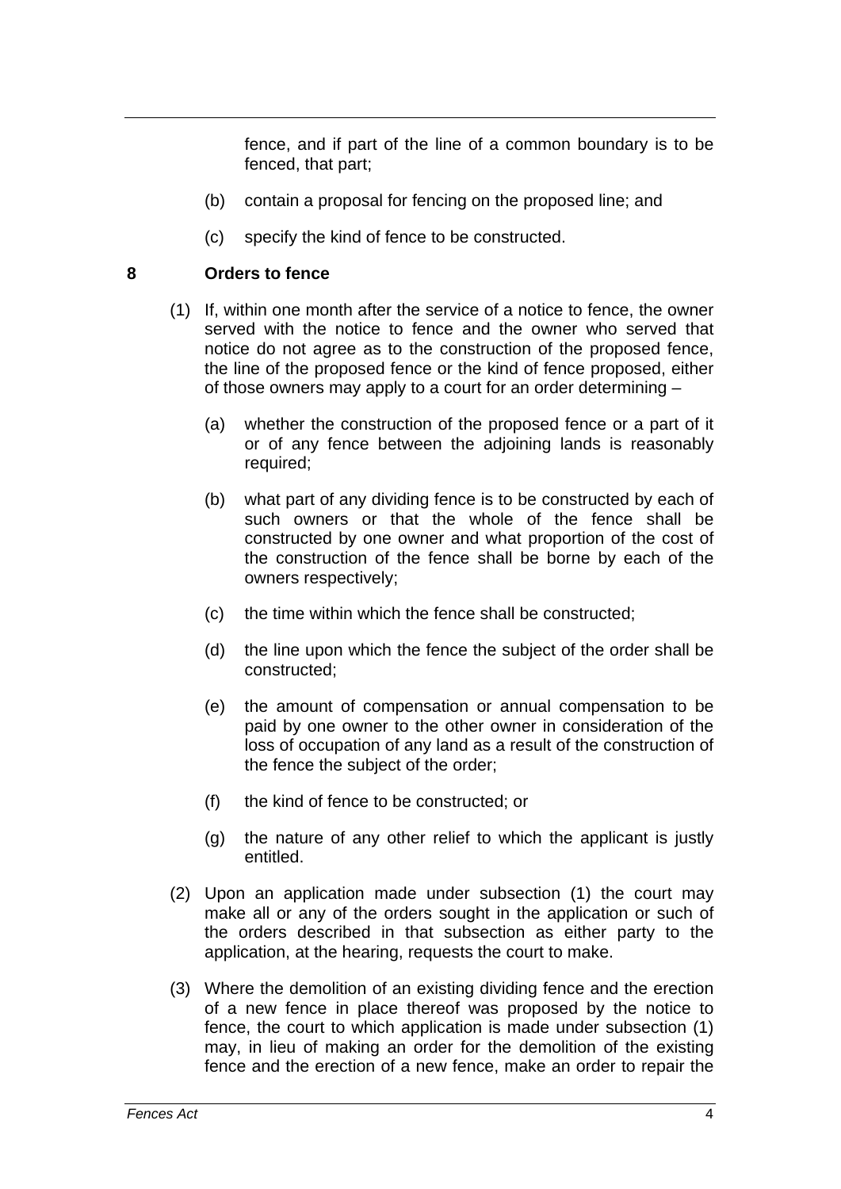fence, and if part of the line of a common boundary is to be fenced, that part;

(b) contain a proposal for fencing on the proposed line; and

(c) specify the kind of fence to be constructed.

**8 Orders to fence**

(1) If, within one month after the service of a notice to fence, the owner served with the notice to fence and the owner who served that notice do not agree as to the construction of the proposed fence, the line of the proposed fence or the kind of fence proposed, either of those owners may apply to a court for an order determining –

(a) whether the construction of the proposed fence or a part of it or of any fence between the adjoining lands is reasonably required;

(b) what part of any dividing fence is to be constructed by each of such owners or that the whole of the fence shall be constructed by one owner and what proportion of the cost of the construction of the fence shall be borne by each of the owners respectively;

(c) the time within which the fence shall be constructed;

(d) the line upon which the fence the subject of the order shall be constructed;

(e) the amount of compensation or annual compensation to be paid by one owner to the other owner in consideration of the loss of occupation of any land as a result of the construction of the fence the subject of the order;

(f) the kind of fence to be constructed; or

(g) the nature of any other relief to which the applicant is justly entitled.

(2) Upon an application made under subsection (1) the court may make all or any of the orders sought in the application or such of the orders described in that subsection as either party to the application, at the hearing, requests the court to make.

(3) Where the demolition of an existing dividing fence and the erection of a new fence in place thereof was proposed by the notice to fence, the court to which application is made under subsection (1) may, in lieu of making an order for the demolition of the existing fence and the erection of a new fence, make an order to repair the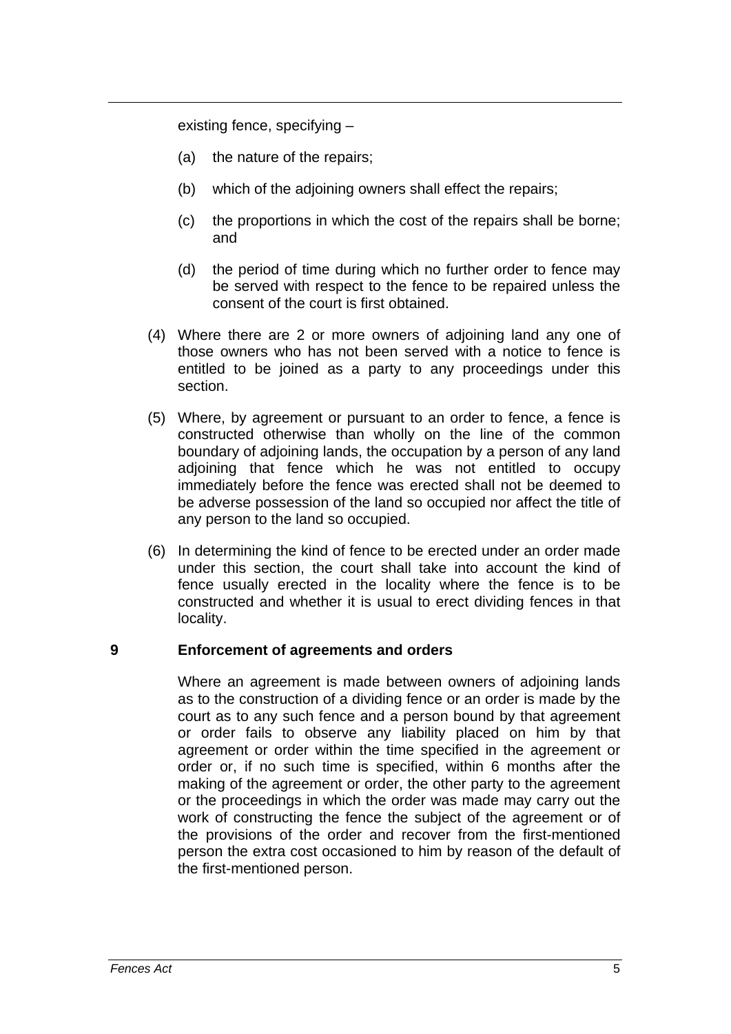existing fence, specifying –

(a) the nature of the repairs;

(b) which of the adjoining owners shall effect the repairs;

(c) the proportions in which the cost of the repairs shall be borne; and

(d) the period of time during which no further order to fence may be served with respect to the fence to be repaired unless the consent of the court is first obtained.

(4) Where there are 2 or more owners of adjoining land any one of those owners who has not been served with a notice to fence is entitled to be joined as a party to any proceedings under this section.

(5) Where, by agreement or pursuant to an order to fence, a fence is constructed otherwise than wholly on the line of the common boundary of adjoining lands, the occupation by a person of any land adjoining that fence which he was not entitled to occupy immediately before the fence was erected shall not be deemed to be adverse possession of the land so occupied nor affect the title of any person to the land so occupied.

(6) In determining the kind of fence to be erected under an order made under this section, the court shall take into account the kind of fence usually erected in the locality where the fence is to be constructed and whether it is usual to erect dividing fences in that locality.

### 9 Enforcement of agreements and orders

Where an agreement is made between owners of adjoining lands as to the construction of a dividing fence or an order is made by the court as to any such fence and a person bound by that agreement or order fails to observe any liability placed on him by that agreement or order within the time specified in the agreement or order or, if no such time is specified, within 6 months after the making of the agreement or order, the other party to the agreement or the proceedings in which the order was made may carry out the work of constructing the fence the subject of the agreement or of the provisions of the order and recover from the first-mentioned person the extra cost occasioned to him by reason of the default of the first-mentioned person.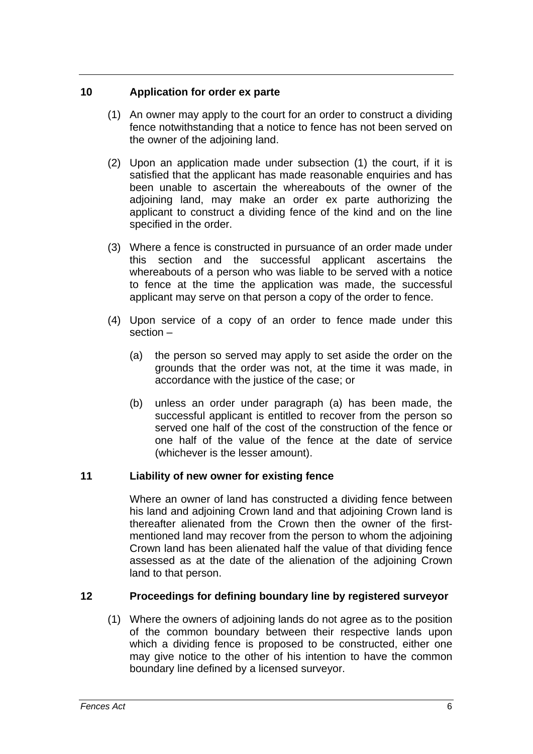### 10 Application for order ex parte

(1) An owner may apply to the court for an order to construct a dividing fence notwithstanding that a notice to fence has not been served on the owner of the adjoining land.

(2) Upon an application made under subsection (1) the court, if it is satisfied that the applicant has made reasonable enquiries and has been unable to ascertain the whereabouts of the owner of the adjoining land, may make an order ex parte authorizing the applicant to construct a dividing fence of the kind and on the line specified in the order.

(3) Where a fence is constructed in pursuance of an order made under this section and the successful applicant ascertains the whereabouts of a person who was liable to be served with a notice to fence at the time the application was made, the successful applicant may serve on that person a copy of the order to fence.

(4) Upon service of a copy of an order to fence made under this section –

(a) the person so served may apply to set aside the order on the grounds that the order was not, at the time it was made, in accordance with the justice of the case; or

(b) unless an order under paragraph (a) has been made, the successful applicant is entitled to recover from the person so served one half of the cost of the construction of the fence or one half of the value of the fence at the date of service (whichever is the lesser amount).

### 11 Liability of new owner for existing fence

Where an owner of land has constructed a dividing fence between his land and adjoining Crown land and that adjoining Crown land is thereafter alienated from the Crown then the owner of the first-mentioned land may recover from the person to whom the adjoining Crown land has been alienated half the value of that dividing fence assessed as at the date of the alienation of the adjoining Crown land to that person.

### 12 Proceedings for defining boundary line by registered surveyor

(1) Where the owners of adjoining lands do not agree as to the position of the common boundary between their respective lands upon which a dividing fence is proposed to be constructed, either one may give notice to the other of his intention to have the common boundary line defined by a licensed surveyor.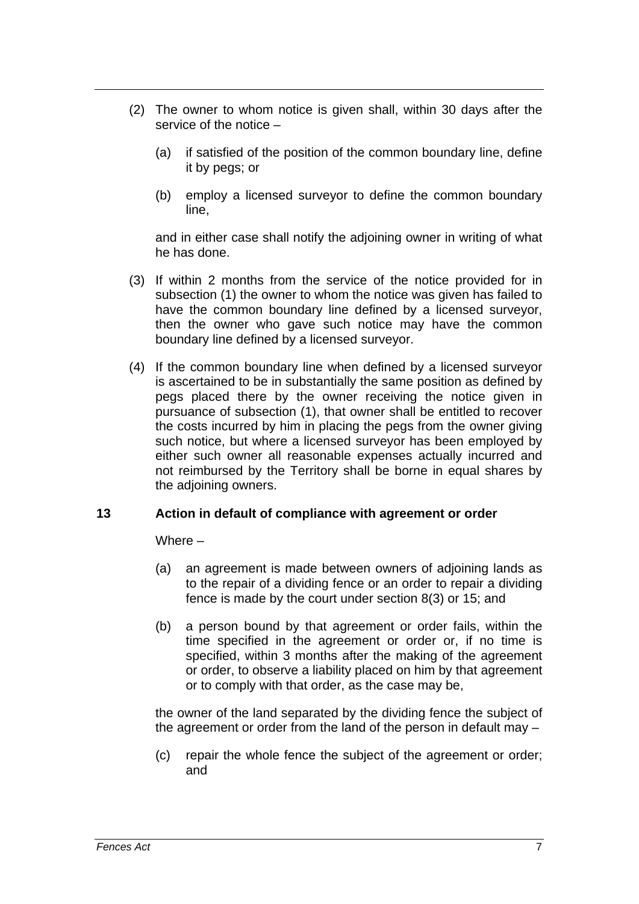(2) The owner to whom notice is given shall, within 30 days after the service of the notice –

(a) if satisfied of the position of the common boundary line, define it by pegs; or

(b) employ a licensed surveyor to define the common boundary line,

and in either case shall notify the adjoining owner in writing of what he has done.

(3) If within 2 months from the service of the notice provided for in subsection (1) the owner to whom the notice was given has failed to have the common boundary line defined by a licensed surveyor, then the owner who gave such notice may have the common boundary line defined by a licensed surveyor.

(4) If the common boundary line when defined by a licensed surveyor is ascertained to be in substantially the same position as defined by pegs placed there by the owner receiving the notice given in pursuance of subsection (1), that owner shall be entitled to recover the costs incurred by him in placing the pegs from the owner giving such notice, but where a licensed surveyor has been employed by either such owner all reasonable expenses actually incurred and not reimbursed by the Territory shall be borne in equal shares by the adjoining owners.

### 13 Action in default of compliance with agreement or order

Where –

(a) an agreement is made between owners of adjoining lands as to the repair of a dividing fence or an order to repair a dividing fence is made by the court under section 8(3) or 15; and

(b) a person bound by that agreement or order fails, within the time specified in the agreement or order or, if no time is specified, within 3 months after the making of the agreement or order, to observe a liability placed on him by that agreement or to comply with that order, as the case may be,

the owner of the land separated by the dividing fence the subject of the agreement or order from the land of the person in default may –

(c) repair the whole fence the subject of the agreement or order; and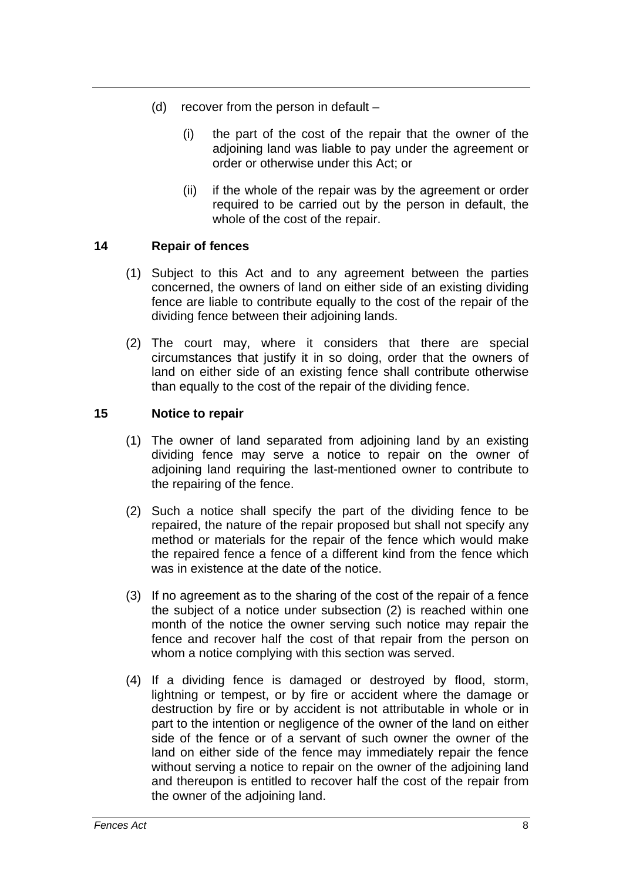(d) recover from the person in default –

(i) the part of the cost of the repair that the owner of the adjoining land was liable to pay under the agreement or order or otherwise under this Act; or

(ii) if the whole of the repair was by the agreement or order required to be carried out by the person in default, the whole of the cost of the repair.

## 14 Repair of fences

(1) Subject to this Act and to any agreement between the parties concerned, the owners of land on either side of an existing dividing fence are liable to contribute equally to the cost of the repair of the dividing fence between their adjoining lands.

(2) The court may, where it considers that there are special circumstances that justify it in so doing, order that the owners of land on either side of an existing fence shall contribute otherwise than equally to the cost of the repair of the dividing fence.

## 15 Notice to repair

(1) The owner of land separated from adjoining land by an existing dividing fence may serve a notice to repair on the owner of adjoining land requiring the last-mentioned owner to contribute to the repairing of the fence.

(2) Such a notice shall specify the part of the dividing fence to be repaired, the nature of the repair proposed but shall not specify any method or materials for the repair of the fence which would make the repaired fence a fence of a different kind from the fence which was in existence at the date of the notice.

(3) If no agreement as to the sharing of the cost of the repair of a fence the subject of a notice under subsection (2) is reached within one month of the notice the owner serving such notice may repair the fence and recover half the cost of that repair from the person on whom a notice complying with this section was served.

(4) If a dividing fence is damaged or destroyed by flood, storm, lightning or tempest, or by fire or accident where the damage or destruction by fire or by accident is not attributable in whole or in part to the intention or negligence of the owner of the land on either side of the fence or of a servant of such owner the owner of the land on either side of the fence may immediately repair the fence without serving a notice to repair on the owner of the adjoining land and thereupon is entitled to recover half the cost of the repair from the owner of the adjoining land.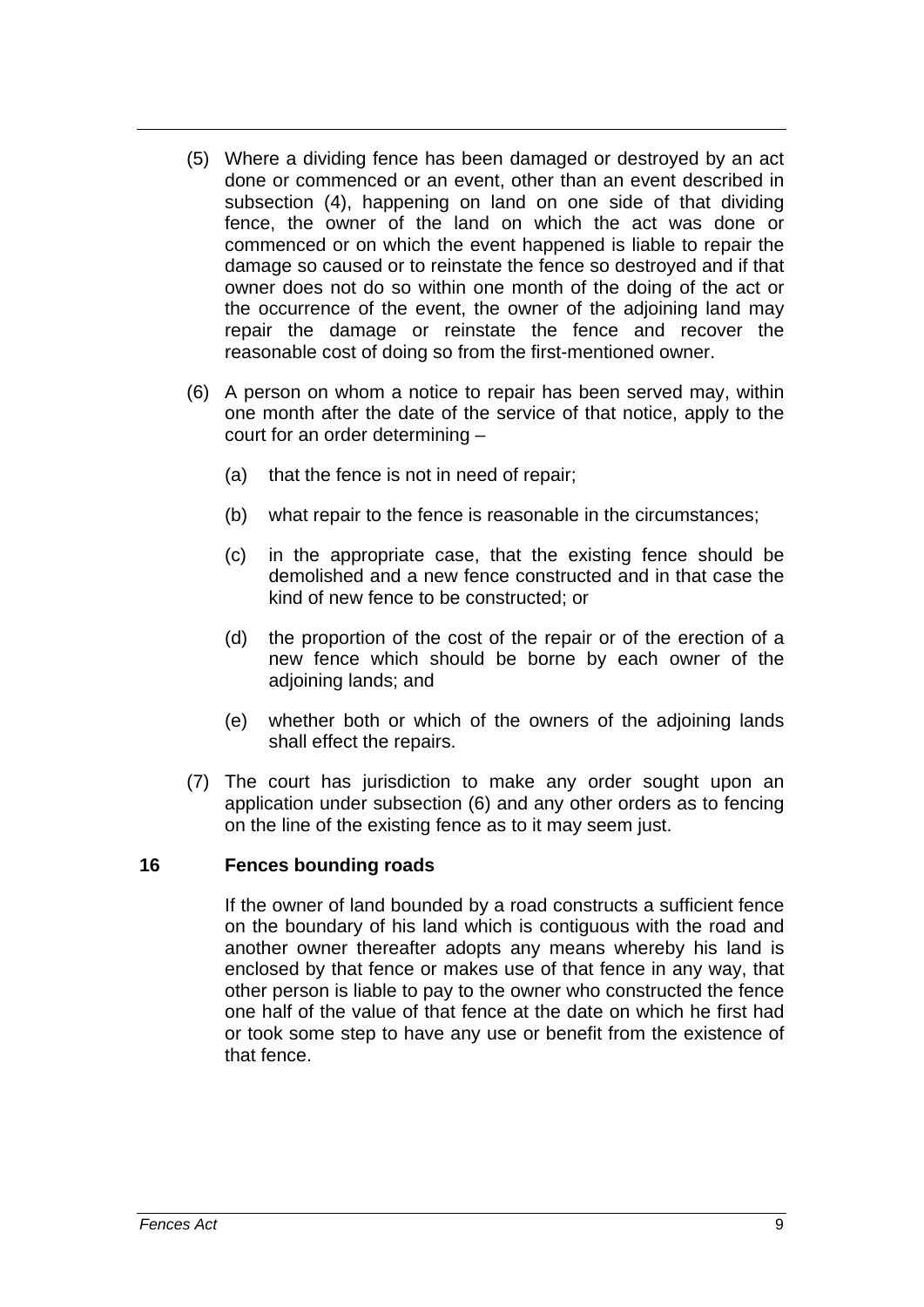(5) Where a dividing fence has been damaged or destroyed by an act done or commenced or an event, other than an event described in subsection (4), happening on land on one side of that dividing fence, the owner of the land on which the act was done or commenced or on which the event happened is liable to repair the damage so caused or to reinstate the fence so destroyed and if that owner does not do so within one month of the doing of the act or the occurrence of the event, the owner of the adjoining land may repair the damage or reinstate the fence and recover the reasonable cost of doing so from the first-mentioned owner.

(6) A person on whom a notice to repair has been served may, within one month after the date of the service of that notice, apply to the court for an order determining –

(a) that the fence is not in need of repair;

(b) what repair to the fence is reasonable in the circumstances;

(c) in the appropriate case, that the existing fence should be demolished and a new fence constructed and in that case the kind of new fence to be constructed; or

(d) the proportion of the cost of the repair or of the erection of a new fence which should be borne by each owner of the adjoining lands; and

(e) whether both or which of the owners of the adjoining lands shall effect the repairs.

(7) The court has jurisdiction to make any order sought upon an application under subsection (6) and any other orders as to fencing on the line of the existing fence as to it may seem just.

### 16 Fences bounding roads

If the owner of land bounded by a road constructs a sufficient fence on the boundary of his land which is contiguous with the road and another owner thereafter adopts any means whereby his land is enclosed by that fence or makes use of that fence in any way, that other person is liable to pay to the owner who constructed the fence one half of the value of that fence at the date on which he first had or took some step to have any use or benefit from the existence of that fence.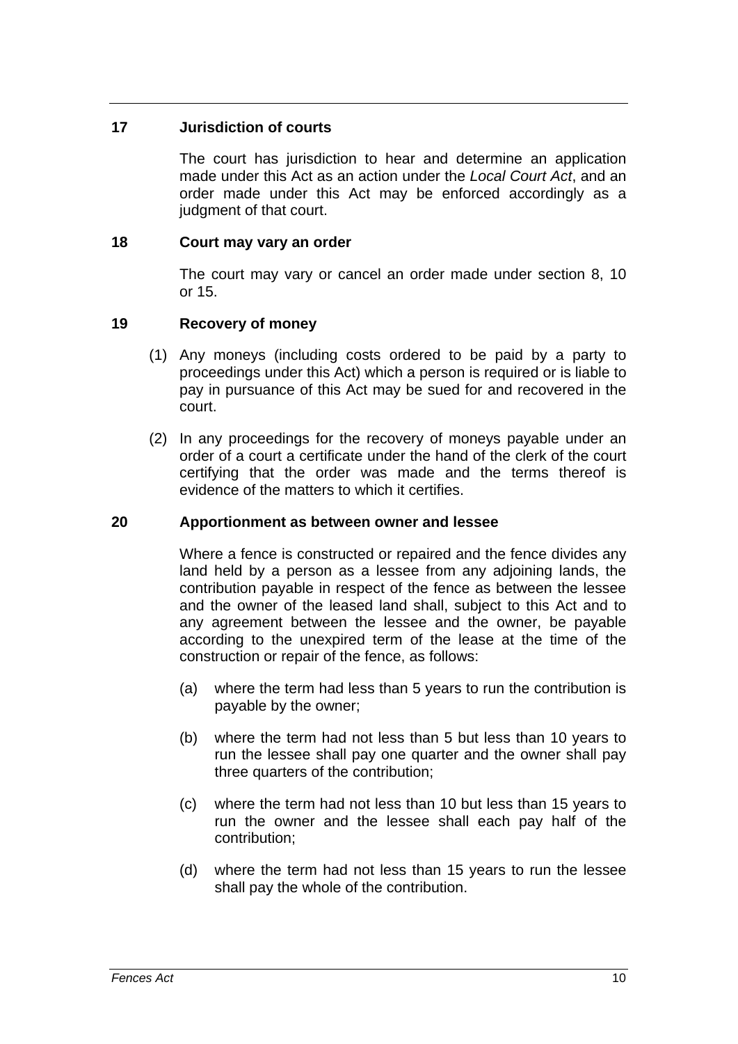### 17 Jurisdiction of courts

The court has jurisdiction to hear and determine an application made under this Act as an action under the *Local Court Act*, and an order made under this Act may be enforced accordingly as a judgment of that court.

### 18 Court may vary an order

The court may vary or cancel an order made under section 8, 10 or 15.

### 19 Recovery of money

(1) Any moneys (including costs ordered to be paid by a party to proceedings under this Act) which a person is required or is liable to pay in pursuance of this Act may be sued for and recovered in the court.

(2) In any proceedings for the recovery of moneys payable under an order of a court a certificate under the hand of the clerk of the court certifying that the order was made and the terms thereof is evidence of the matters to which it certifies.

### 20 Apportionment as between owner and lessee

Where a fence is constructed or repaired and the fence divides any land held by a person as a lessee from any adjoining lands, the contribution payable in respect of the fence as between the lessee and the owner of the leased land shall, subject to this Act and to any agreement between the lessee and the owner, be payable according to the unexpired term of the lease at the time of the construction or repair of the fence, as follows:

(a) where the term had less than 5 years to run the contribution is payable by the owner;

(b) where the term had not less than 5 but less than 10 years to run the lessee shall pay one quarter and the owner shall pay three quarters of the contribution;

(c) where the term had not less than 10 but less than 15 years to run the owner and the lessee shall each pay half of the contribution;

(d) where the term had not less than 15 years to run the lessee shall pay the whole of the contribution.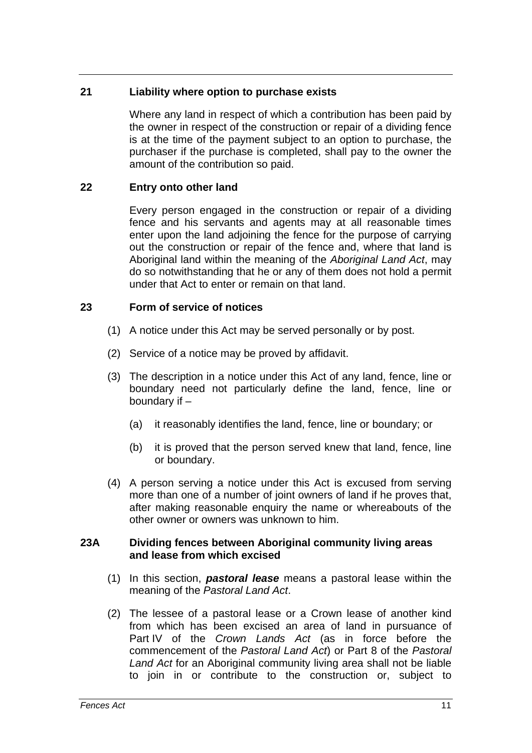### 21 Liability where option to purchase exists

Where any land in respect of which a contribution has been paid by the owner in respect of the construction or repair of a dividing fence is at the time of the payment subject to an option to purchase, the purchaser if the purchase is completed, shall pay to the owner the amount of the contribution so paid.

### 22 Entry onto other land

Every person engaged in the construction or repair of a dividing fence and his servants and agents may at all reasonable times enter upon the land adjoining the fence for the purpose of carrying out the construction or repair of the fence and, where that land is Aboriginal land within the meaning of the *Aboriginal Land Act*, may do so notwithstanding that he or any of them does not hold a permit under that Act to enter or remain on that land.

### 23 Form of service of notices

(1) A notice under this Act may be served personally or by post.

(2) Service of a notice may be proved by affidavit.

(3) The description in a notice under this Act of any land, fence, line or boundary need not particularly define the land, fence, line or boundary if –

(a) it reasonably identifies the land, fence, line or boundary; or

(b) it is proved that the person served knew that land, fence, line or boundary.

(4) A person serving a notice under this Act is excused from serving more than one of a number of joint owners of land if he proves that, after making reasonable enquiry the name or whereabouts of the other owner or owners was unknown to him.

### 23A Dividing fences between Aboriginal community living areas and lease from which excised

(1) In this section, ***pastoral lease*** means a pastoral lease within the meaning of the *Pastoral Land Act*.

(2) The lessee of a pastoral lease or a Crown lease of another kind from which has been excised an area of land in pursuance of Part IV of the *Crown Lands Act* (as in force before the commencement of the *Pastoral Land Act*) or Part 8 of the *Pastoral Land Act* for an Aboriginal community living area shall not be liable to join in or contribute to the construction or, subject to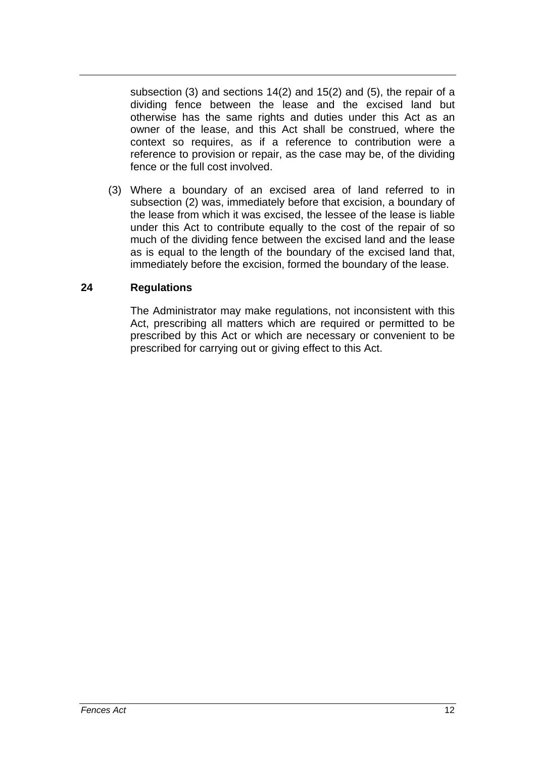subsection (3) and sections 14(2) and 15(2) and (5), the repair of a dividing fence between the lease and the excised land but otherwise has the same rights and duties under this Act as an owner of the lease, and this Act shall be construed, where the context so requires, as if a reference to contribution were a reference to provision or repair, as the case may be, of the dividing fence or the full cost involved.

(3) Where a boundary of an excised area of land referred to in subsection (2) was, immediately before that excision, a boundary of the lease from which it was excised, the lessee of the lease is liable under this Act to contribute equally to the cost of the repair of so much of the dividing fence between the excised land and the lease as is equal to the length of the boundary of the excised land that, immediately before the excision, formed the boundary of the lease.

### 24 Regulations

The Administrator may make regulations, not inconsistent with this Act, prescribing all matters which are required or permitted to be prescribed by this Act or which are necessary or convenient to be prescribed for carrying out or giving effect to this Act.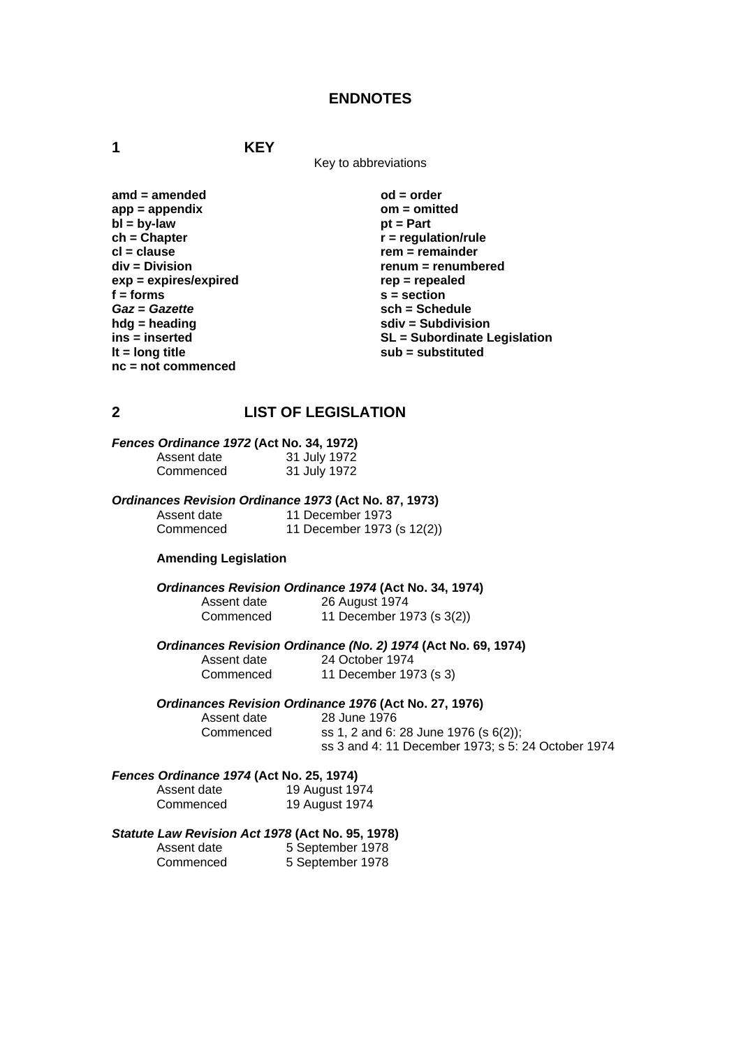# ENDNOTES

## 1 KEY

Key to abbreviations

**amd = amended**
**app = appendix**
**bl = by-law**
**ch = Chapter**
**cl = clause**
**div = Division**
**exp = expires/expired**
**f = forms**
***Gaz* = *Gazette***
**hdg = heading**
**ins = inserted**
**lt = long title**
**nc = not commenced**
**od = order**
**om = omitted**
**pt = Part**
**r = regulation/rule**
**rem = remainder**
**renum = renumbered**
**rep = repealed**
**s = section**
**sch = Schedule**
**sdiv = Subdivision**
**SL = Subordinate Legislation**
**sub = substituted**

## 2 LIST OF LEGISLATION

***Fences Ordinance 1972* (Act No. 34, 1972)**

Assent date 31 July 1972
Commenced 31 July 1972

***Ordinances Revision Ordinance 1973* (Act No. 87, 1973)**

Assent date 11 December 1973
Commenced 11 December 1973 (s 12(2))

**Amending Legislation**

***Ordinances Revision Ordinance 1974* (Act No. 34, 1974)**

Assent date 26 August 1974
Commenced 11 December 1973 (s 3(2))

***Ordinances Revision Ordinance (No. 2) 1974* (Act No. 69, 1974)**

Assent date 24 October 1974
Commenced 11 December 1973 (s 3)

***Ordinances Revision Ordinance 1976* (Act No. 27, 1976)**

Assent date 28 June 1976
Commenced ss 1, 2 and 6: 28 June 1976 (s 6(2));
ss 3 and 4: 11 December 1973; s 5: 24 October 1974

***Fences Ordinance 1974* (Act No. 25, 1974)**

Assent date 19 August 1974
Commenced 19 August 1974

***Statute Law Revision Act 1978* (Act No. 95, 1978)**

Assent date 5 September 1978
Commenced 5 September 1978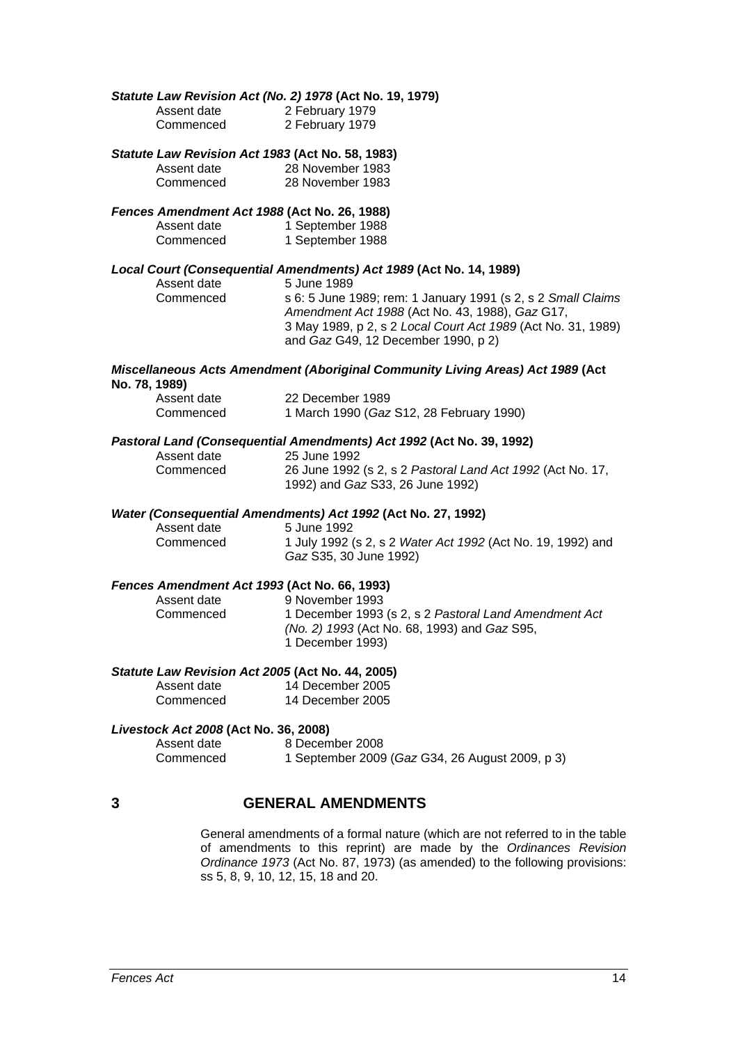***Statute Law Revision Act (No. 2) 1978* (Act No. 19, 1979)**

| | |
|---|---|
| Assent date | 2 February 1979 |
| Commenced | 2 February 1979 |

***Statute Law Revision Act 1983* (Act No. 58, 1983)**

| | |
|---|---|
| Assent date | 28 November 1983 |
| Commenced | 28 November 1983 |

***Fences Amendment Act 1988* (Act No. 26, 1988)**

| | |
|---|---|
| Assent date | 1 September 1988 |
| Commenced | 1 September 1988 |

***Local Court (Consequential Amendments) Act 1989* (Act No. 14, 1989)**

| | |
|---|---|
| Assent date | 5 June 1989 |
| Commenced | s 6: 5 June 1989; rem: 1 January 1991 (s 2, s 2 *Small Claims Amendment Act 1988* (Act No. 43, 1988), *Gaz* G17, 3 May 1989, p 2, s 2 *Local Court Act 1989* (Act No. 31, 1989) and *Gaz* G49, 12 December 1990, p 2) |

***Miscellaneous Acts Amendment (Aboriginal Community Living Areas) Act 1989* (Act No. 78, 1989)**

| | |
|---|---|
| Assent date | 22 December 1989 |
| Commenced | 1 March 1990 (*Gaz* S12, 28 February 1990) |

***Pastoral Land (Consequential Amendments) Act 1992* (Act No. 39, 1992)**

| | |
|---|---|
| Assent date | 25 June 1992 |
| Commenced | 26 June 1992 (s 2, s 2 *Pastoral Land Act 1992* (Act No. 17, 1992) and *Gaz* S33, 26 June 1992) |

***Water (Consequential Amendments) Act 1992* (Act No. 27, 1992)**

| | |
|---|---|
| Assent date | 5 June 1992 |
| Commenced | 1 July 1992 (s 2, s 2 *Water Act 1992* (Act No. 19, 1992) and *Gaz* S35, 30 June 1992) |

***Fences Amendment Act 1993* (Act No. 66, 1993)**

| | |
|---|---|
| Assent date | 9 November 1993 |
| Commenced | 1 December 1993 (s 2, s 2 *Pastoral Land Amendment Act (No. 2) 1993* (Act No. 68, 1993) and *Gaz* S95, 1 December 1993) |

***Statute Law Revision Act 2005* (Act No. 44, 2005)**

| | |
|---|---|
| Assent date | 14 December 2005 |
| Commenced | 14 December 2005 |

***Livestock Act 2008* (Act No. 36, 2008)**

| | |
|---|---|
| Assent date | 8 December 2008 |
| Commenced | 1 September 2009 (*Gaz* G34, 26 August 2009, p 3) |

## 3 GENERAL AMENDMENTS

General amendments of a formal nature (which are not referred to in the table of amendments to this reprint) are made by the *Ordinances Revision Ordinance 1973* (Act No. 87, 1973) (as amended) to the following provisions: ss 5, 8, 9, 10, 12, 15, 18 and 20.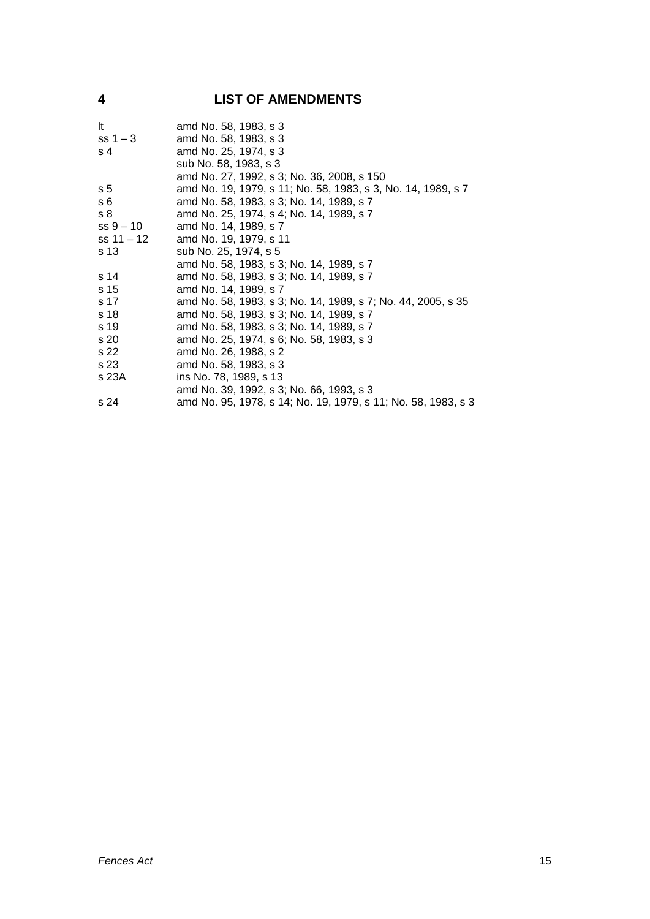# 4 LIST OF AMENDMENTS

| | |
|---|---|
| lt | amd No. 58, 1983, s 3 |
| ss 1 – 3 | amd No. 58, 1983, s 3 |
| s 4 | amd No. 25, 1974, s 3 |
| | sub No. 58, 1983, s 3 |
| | amd No. 27, 1992, s 3; No. 36, 2008, s 150 |
| s 5 | amd No. 19, 1979, s 11; No. 58, 1983, s 3, No. 14, 1989, s 7 |
| s 6 | amd No. 58, 1983, s 3; No. 14, 1989, s 7 |
| s 8 | amd No. 25, 1974, s 4; No. 14, 1989, s 7 |
| ss 9 – 10 | amd No. 14, 1989, s 7 |
| ss 11 – 12 | amd No. 19, 1979, s 11 |
| s 13 | sub No. 25, 1974, s 5 |
| | amd No. 58, 1983, s 3; No. 14, 1989, s 7 |
| s 14 | amd No. 58, 1983, s 3; No. 14, 1989, s 7 |
| s 15 | amd No. 14, 1989, s 7 |
| s 17 | amd No. 58, 1983, s 3; No. 14, 1989, s 7; No. 44, 2005, s 35 |
| s 18 | amd No. 58, 1983, s 3; No. 14, 1989, s 7 |
| s 19 | amd No. 58, 1983, s 3; No. 14, 1989, s 7 |
| s 20 | amd No. 25, 1974, s 6; No. 58, 1983, s 3 |
| s 22 | amd No. 26, 1988, s 2 |
| s 23 | amd No. 58, 1983, s 3 |
| s 23A | ins No. 78, 1989, s 13 |
| | amd No. 39, 1992, s 3; No. 66, 1993, s 3 |
| s 24 | amd No. 95, 1978, s 14; No. 19, 1979, s 11; No. 58, 1983, s 3 |